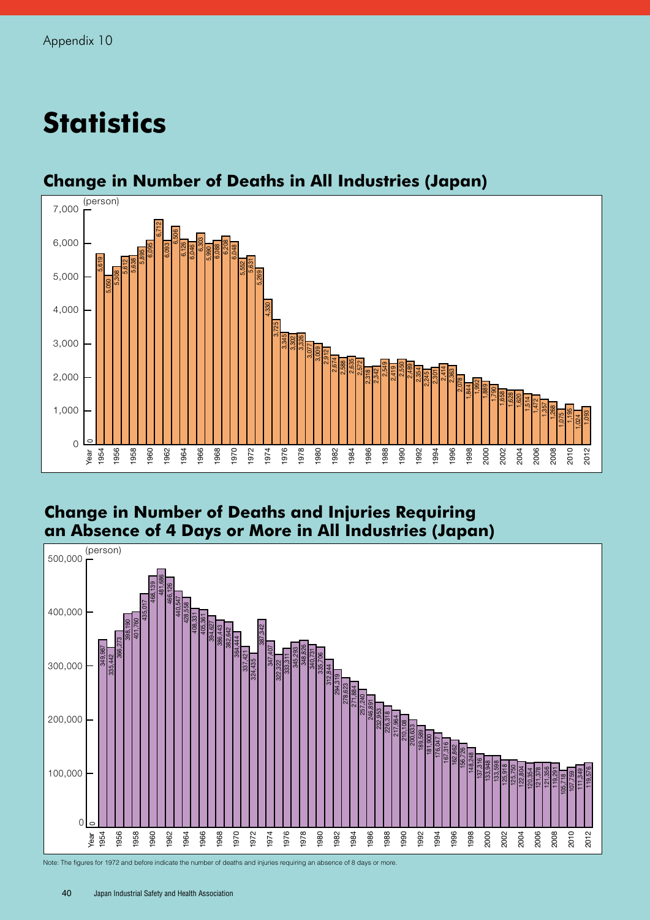Appendix 10

# Statistics

## Change in Number of Deaths in All Industries (Japan)

(person)

| Year | Deaths |
|---|---|
| 1954 | 5,619 |
| 1955 | 5,050 |
| 1956 | 5,308 |
| 1957 | 5,612 |
| 1958 | 5,638 |
| 1959 | 5,895 |
| 1960 | 6,095 |
| 1961 | 6,712 |
| 1962 | 6,093 |
| 1963 | 6,506 |
| 1964 | 6,126 |
| 1965 | 6,046 |
| 1966 | 6,303 |
| 1967 | 5,990 |
| 1968 | 6,088 |
| 1969 | 6,208 |
| 1970 | 6,048 |
| 1971 | 5,552 |
| 1972 | 5,631 |
| 1973 | 5,269 |
| 1974 | 4,330 |
| 1975 | 3,725 |
| 1976 | 3,345 |
| 1977 | 3,302 |
| 1978 | 3,326 |
| 1979 | 3,077 |
| 1980 | 3,009 |
| 1981 | 2,912 |
| 1982 | 2,674 |
| 1983 | 2,588 |
| 1984 | 2,635 |
| 1985 | 2,572 |
| 1986 | 2,318 |
| 1987 | 2,342 |
| 1988 | 2,549 |
| 1989 | 2,419 |
| 1990 | 2,550 |
| 1991 | 2,489 |
| 1992 | 2,354 |
| 1993 | 2,245 |
| 1994 | 2,301 |
| 1995 | 2,414 |
| 1996 | 2,363 |
| 1997 | 2,078 |
| 1998 | 1,844 |
| 1999 | 1,992 |
| 2000 | 1,889 |
| 2001 | 1,790 |
| 2002 | 1,658 |
| 2003 | 1,628 |
| 2004 | 1,620 |
| 2005 | 1,514 |
| 2006 | 1,472 |
| 2007 | 1,357 |
| 2008 | 1,268 |
| 2009 | 1,075 |
| 2010 | 1,195 |
| 2011 | 1,024 |
| 2012 | 1,093 |

## Change in Number of Deaths and Injuries Requiring an Absence of 4 Days or More in All Industries (Japan)

(person)

| Year | Deaths and Injuries |
|---|---|
| 1954 | 349,987 |
| 1955 | 335,442 |
| 1956 | 366,273 |
| 1957 | 398,190 |
| 1958 | 401,760 |
| 1959 | 435,017 |
| 1960 | 468,139 |
| 1961 | 481,686 |
| 1962 | 466,126 |
| 1963 | 440,547 |
| 1964 | 428,558 |
| 1965 | 408,331 |
| 1966 | 405,361 |
| 1967 | 394,627 |
| 1968 | 386,443 |
| 1969 | 382,642 |
| 1970 | 364,444 |
| 1971 | 337,421 |
| 1972 | 324,435 |
| 1973 | 387,342 |
| 1974 | 347,407 |
| 1975 | 322,322 |
| 1976 | 333,311 |
| 1977 | 345,293 |
| 1978 | 348,826 |
| 1979 | 340,731 |
| 1980 | 335,706 |
| 1981 | 312,844 |
| 1982 | 294,319 |
| 1983 | 278,623 |
| 1984 | 271,884 |
| 1985 | 257,240 |
| 1986 | 246,891 |
| 1987 | 232,953 |
| 1988 | 226,318 |
| 1989 | 217,964 |
| 1990 | 210,108 |
| 1991 | 200,633 |
| 1992 | 189,589 |
| 1993 | 181,900 |
| 1994 | 176,047 |
| 1995 | 167,316 |
| 1996 | 162,862 |
| 1997 | 156,726 |
| 1998 | 148,248 |
| 1999 | 137,316 |
| 2000 | 133,948 |
| 2001 | 133,598 |
| 2002 | 125,918 |
| 2003 | 125,750 |
| 2004 | 122,804 |
| 2005 | 120,354 |
| 2006 | 121,378 |
| 2007 | 121,356 |
| 2008 | 119,291 |
| 2009 | 105,718 |
| 2010 | 107,759 |
| 2011 | 111,349 |
| 2012 | 119,576 |

Note: The figures for 1972 and before indicate the number of deaths and injuries requiring an absence of 8 days or more.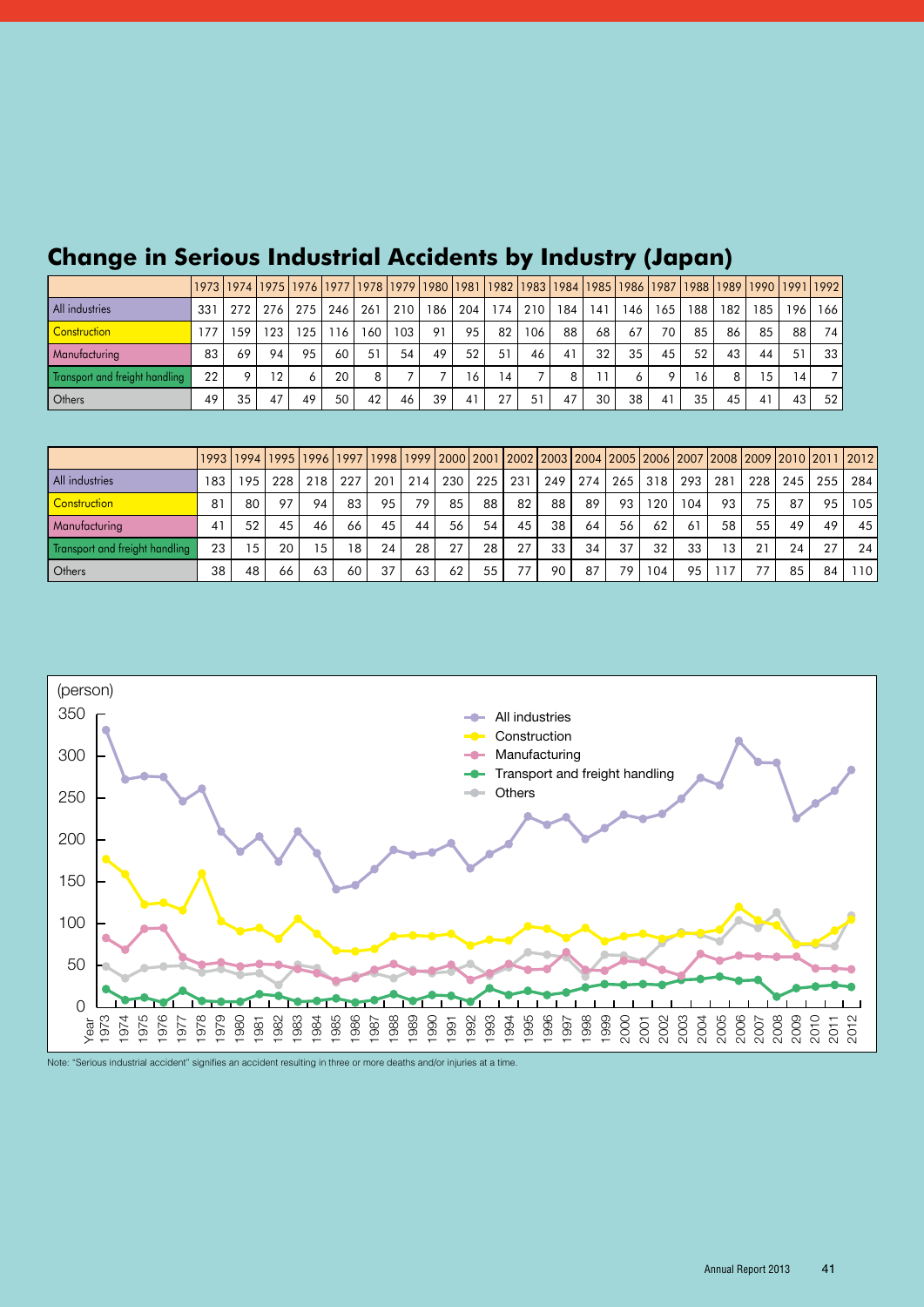## Change in Serious Industrial Accidents by Industry (Japan)

| | 1973 | 1974 | 1975 | 1976 | 1977 | 1978 | 1979 | 1980 | 1981 | 1982 | 1983 | 1984 | 1985 | 1986 | 1987 | 1988 | 1989 | 1990 | 1991 | 1992 |
|---|---|---|---|---|---|---|---|---|---|---|---|---|---|---|---|---|---|---|---|---|
| All industries | 331 | 272 | 276 | 275 | 246 | 261 | 210 | 186 | 204 | 174 | 210 | 184 | 141 | 146 | 165 | 188 | 182 | 185 | 196 | 166 |
| Construction | 177 | 159 | 123 | 125 | 116 | 160 | 103 | 91 | 95 | 82 | 106 | 88 | 68 | 67 | 70 | 85 | 86 | 85 | 88 | 74 |
| Manufacturing | 83 | 69 | 94 | 95 | 60 | 51 | 54 | 49 | 52 | 51 | 46 | 41 | 32 | 35 | 45 | 52 | 43 | 44 | 51 | 33 |
| Transport and freight handling | 22 | 9 | 12 | 6 | 20 | 8 | 7 | 7 | 16 | 14 | 7 | 8 | 11 | 6 | 9 | 16 | 8 | 15 | 14 | 7 |
| Others | 49 | 35 | 47 | 49 | 50 | 42 | 46 | 39 | 41 | 27 | 51 | 47 | 30 | 38 | 41 | 35 | 45 | 41 | 43 | 52 |

| | 1993 | 1994 | 1995 | 1996 | 1997 | 1998 | 1999 | 2000 | 2001 | 2002 | 2003 | 2004 | 2005 | 2006 | 2007 | 2008 | 2009 | 2010 | 2011 | 2012 |
|---|---|---|---|---|---|---|---|---|---|---|---|---|---|---|---|---|---|---|---|---|
| All industries | 183 | 195 | 228 | 218 | 227 | 201 | 214 | 230 | 225 | 231 | 249 | 274 | 265 | 318 | 293 | 281 | 228 | 245 | 255 | 284 |
| Construction | 81 | 80 | 97 | 94 | 83 | 95 | 79 | 85 | 88 | 82 | 88 | 89 | 93 | 120 | 104 | 93 | 75 | 87 | 95 | 105 |
| Manufacturing | 41 | 52 | 45 | 46 | 66 | 45 | 44 | 56 | 54 | 45 | 38 | 64 | 56 | 62 | 61 | 58 | 55 | 49 | 49 | 45 |
| Transport and freight handling | 23 | 15 | 20 | 15 | 18 | 24 | 28 | 27 | 28 | 27 | 33 | 34 | 37 | 32 | 33 | 13 | 21 | 24 | 27 | 24 |
| Others | 38 | 48 | 66 | 63 | 60 | 37 | 63 | 62 | 55 | 77 | 90 | 87 | 79 | 104 | 95 | 117 | 77 | 85 | 84 | 110 |

Note: "Serious industrial accident" signifies an accident resulting in three or more deaths and/or injuries at a time.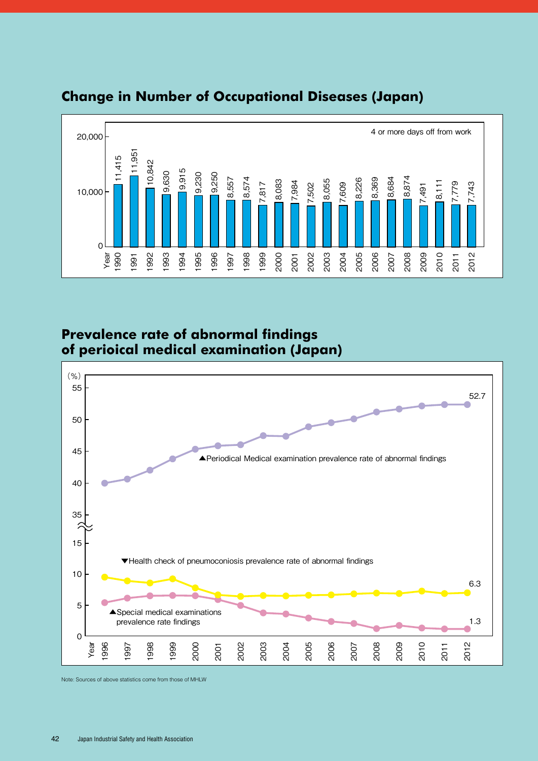## Change in Number of Occupational Diseases (Japan)

4 or more days off from work

20,000
10,000
0

Year
1990 1991 1992 1993 1994 1995 1996 1997 1998 1999 2000 2001 2002 2003 2004 2005 2006 2007 2008 2009 2010 2011 2012

11,415
11,951
10,842
9,630
9,915
9,230
9,250
8,557
8,574
7,817
8,083
7,984
7,502
8,055
7,609
8,226
8,369
8,684
8,874
7,491
8,111
7,779
7,743

## Prevalence rate of abnormal findings of perioical medical examination (Japan)

(%)
55
50
45
40
35
15
10
5
0

Year
1996 1997 1998 1999 2000 2001 2002 2003 2004 2005 2006 2007 2008 2009 2010 2011 2012

▲Periodical Medical examination prevalence rate of abnormal findings

52.7

▼Health check of pneumoconiosis prevalence rate of abnormal findings

6.3

▲Special medical examinations prevalence rate findings

1.3

Note: Sources of above statistics come from those of MHLW